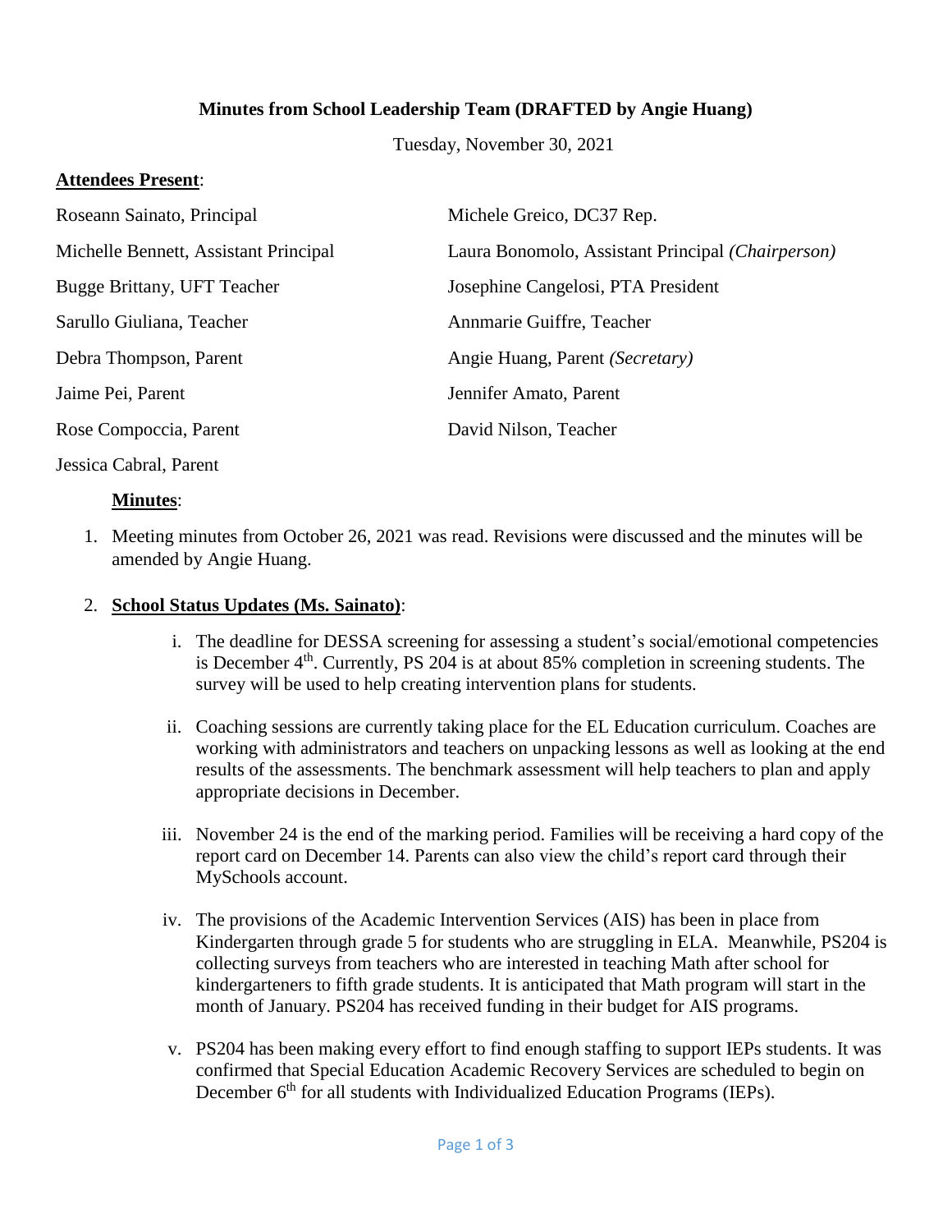**Minutes from School Leadership Team (DRAFTED by Angie Huang)**

Tuesday, November 30, 2021

**Attendees Present**:

Roseann Sainato, Principal

Michelle Bennett, Assistant Principal

Bugge Brittany, UFT Teacher

Sarullo Giuliana, Teacher

Debra Thompson, Parent

Jaime Pei, Parent

Rose Compoccia, Parent

Jessica Cabral, Parent

Michele Greico, DC37 Rep.

Laura Bonomolo, Assistant Principal *(Chairperson)*

Josephine Cangelosi, PTA President

Annmarie Guiffre, Teacher

Angie Huang, Parent *(Secretary)*

Jennifer Amato, Parent

David Nilson, Teacher

**Minutes**:

1. Meeting minutes from October 26, 2021 was read. Revisions were discussed and the minutes will be amended by Angie Huang.

2. **School Status Updates (Ms. Sainato)**:

   i. The deadline for DESSA screening for assessing a student's social/emotional competencies is December 4th. Currently, PS 204 is at about 85% completion in screening students. The survey will be used to help creating intervention plans for students.

   ii. Coaching sessions are currently taking place for the EL Education curriculum. Coaches are working with administrators and teachers on unpacking lessons as well as looking at the end results of the assessments. The benchmark assessment will help teachers to plan and apply appropriate decisions in December.

   iii. November 24 is the end of the marking period. Families will be receiving a hard copy of the report card on December 14. Parents can also view the child's report card through their MySchools account.

   iv. The provisions of the Academic Intervention Services (AIS) has been in place from Kindergarten through grade 5 for students who are struggling in ELA. Meanwhile, PS204 is collecting surveys from teachers who are interested in teaching Math after school for kindergarteners to fifth grade students. It is anticipated that Math program will start in the month of January. PS204 has received funding in their budget for AIS programs.

   v. PS204 has been making every effort to find enough staffing to support IEPs students. It was confirmed that Special Education Academic Recovery Services are scheduled to begin on December 6th for all students with Individualized Education Programs (IEPs).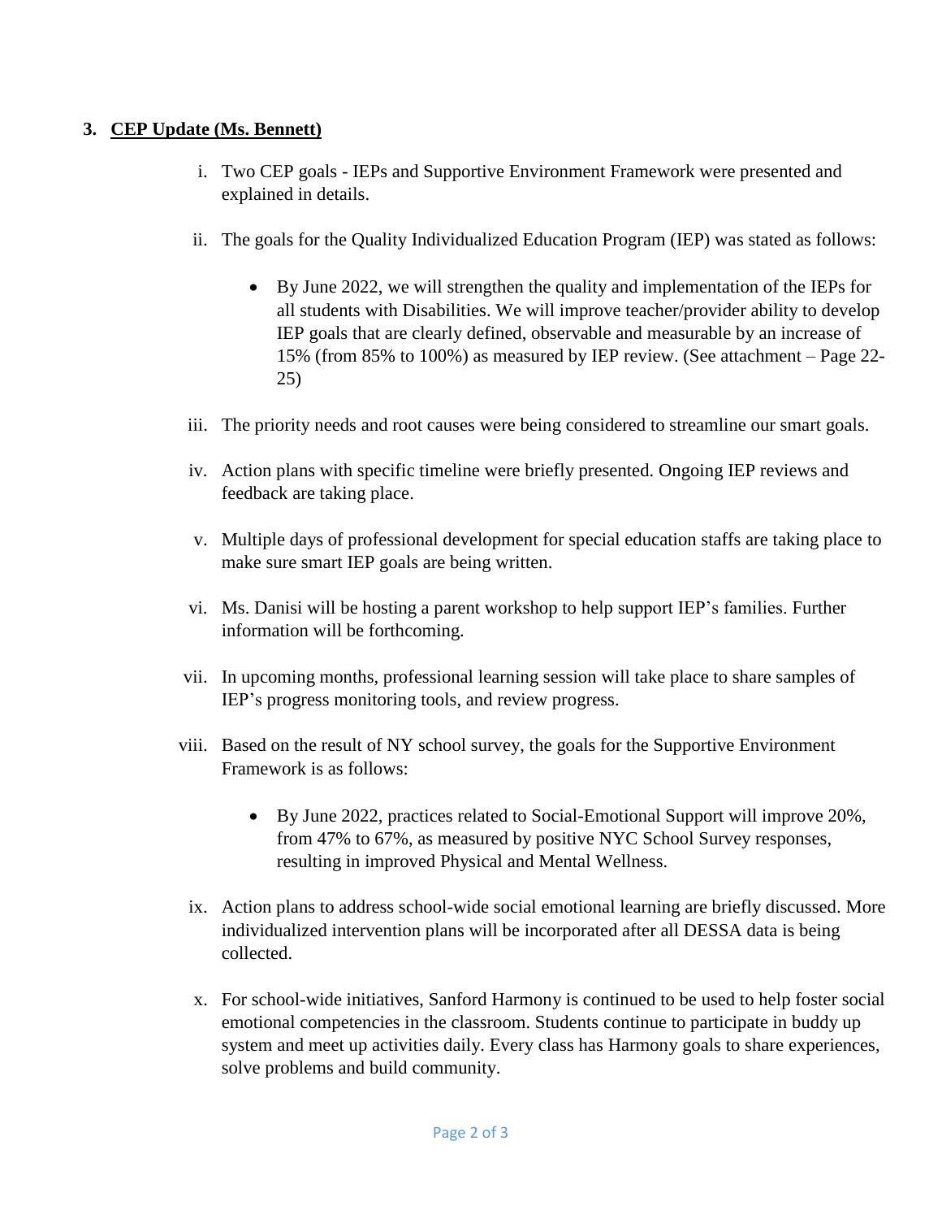### 3. <u>**CEP Update (Ms. Bennett)**</u>

i. Two CEP goals - IEPs and Supportive Environment Framework were presented and explained in details.

ii. The goals for the Quality Individualized Education Program (IEP) was stated as follows:

- By June 2022, we will strengthen the quality and implementation of the IEPs for all students with Disabilities. We will improve teacher/provider ability to develop IEP goals that are clearly defined, observable and measurable by an increase of 15% (from 85% to 100%) as measured by IEP review. (See attachment – Page 22-25)

iii. The priority needs and root causes were being considered to streamline our smart goals.

iv. Action plans with specific timeline were briefly presented. Ongoing IEP reviews and feedback are taking place.

v. Multiple days of professional development for special education staffs are taking place to make sure smart IEP goals are being written.

vi. Ms. Danisi will be hosting a parent workshop to help support IEP's families. Further information will be forthcoming.

vii. In upcoming months, professional learning session will take place to share samples of IEP's progress monitoring tools, and review progress.

viii. Based on the result of NY school survey, the goals for the Supportive Environment Framework is as follows:

- By June 2022, practices related to Social-Emotional Support will improve 20%, from 47% to 67%, as measured by positive NYC School Survey responses, resulting in improved Physical and Mental Wellness.

ix. Action plans to address school-wide social emotional learning are briefly discussed. More individualized intervention plans will be incorporated after all DESSA data is being collected.

x. For school-wide initiatives, Sanford Harmony is continued to be used to help foster social emotional competencies in the classroom. Students continue to participate in buddy up system and meet up activities daily. Every class has Harmony goals to share experiences, solve problems and build community.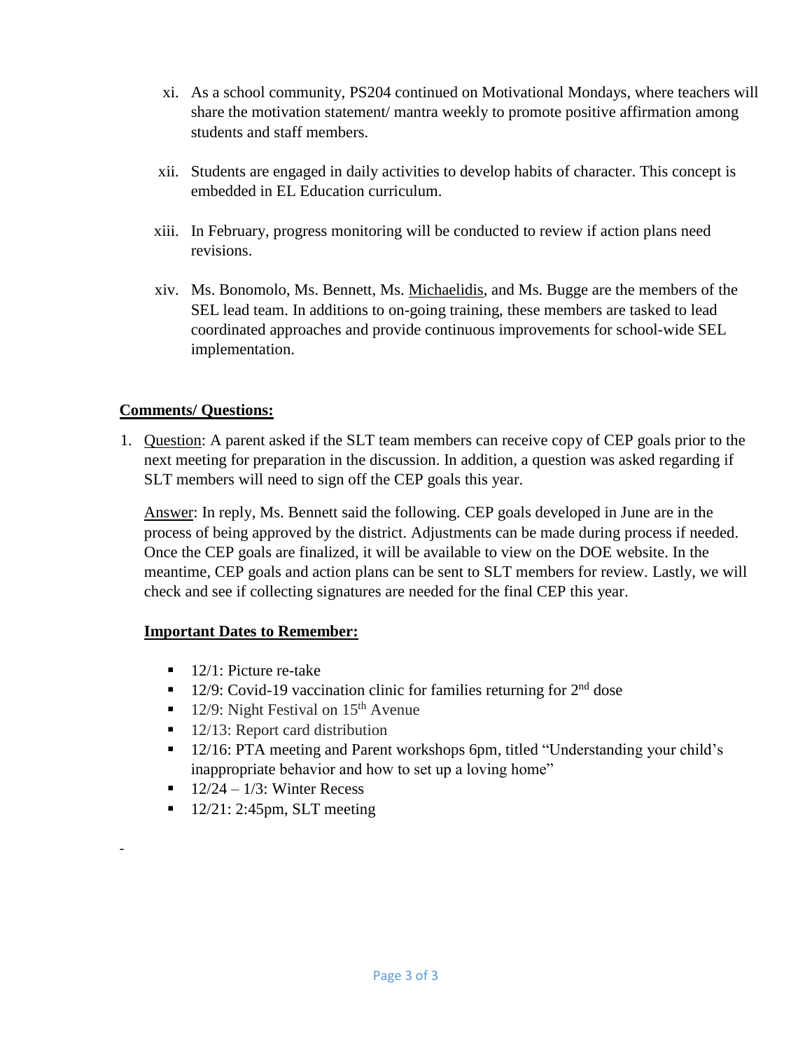xi. As a school community, PS204 continued on Motivational Mondays, where teachers will share the motivation statement/ mantra weekly to promote positive affirmation among students and staff members.

xii. Students are engaged in daily activities to develop habits of character. This concept is embedded in EL Education curriculum.

xiii. In February, progress monitoring will be conducted to review if action plans need revisions.

xiv. Ms. Bonomolo, Ms. Bennett, Ms. Michaelidis, and Ms. Bugge are the members of the SEL lead team. In additions to on-going training, these members are tasked to lead coordinated approaches and provide continuous improvements for school-wide SEL implementation.

**Comments/ Questions:**

1. Question: A parent asked if the SLT team members can receive copy of CEP goals prior to the next meeting for preparation in the discussion. In addition, a question was asked regarding if SLT members will need to sign off the CEP goals this year.

   Answer: In reply, Ms. Bennett said the following. CEP goals developed in June are in the process of being approved by the district. Adjustments can be made during process if needed. Once the CEP goals are finalized, it will be available to view on the DOE website. In the meantime, CEP goals and action plans can be sent to SLT members for review. Lastly, we will check and see if collecting signatures are needed for the final CEP this year.

   **Important Dates to Remember:**

   - 12/1: Picture re-take
   - 12/9: Covid-19 vaccination clinic for families returning for 2nd dose
   - 12/9: Night Festival on 15th Avenue
   - 12/13: Report card distribution
   - 12/16: PTA meeting and Parent workshops 6pm, titled "Understanding your child's inappropriate behavior and how to set up a loving home"
   - 12/24 – 1/3: Winter Recess
   - 12/21: 2:45pm, SLT meeting

-